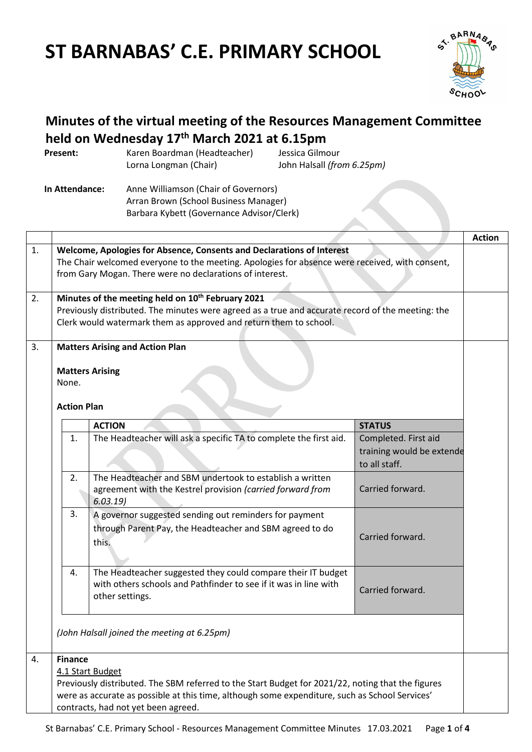# ST BARNABAS' C.E. PRIMARY SCHOOL

## Minutes of the virtual meeting of the Resources Management Committee held on Wednesday 17th March 2021 at 6.15pm

**Present:** Karen Boardman (Headteacher), Lorna Longman (Chair), Jessica Gilmour, John Halsall *(from 6.25pm)*

**In Attendance:** Anne Williamson (Chair of Governors), Arran Brown (School Business Manager), Barbara Kybett (Governance Advisor/Clerk)

| | | Action |
|---|---|---|
| 1. | **Welcome, Apologies for Absence, Consents and Declarations of Interest**<br>The Chair welcomed everyone to the meeting. Apologies for absence were received, with consent, from Gary Mogan. There were no declarations of interest. | |
| 2. | **Minutes of the meeting held on 10th February 2021**<br>Previously distributed. The minutes were agreed as a true and accurate record of the meeting: the Clerk would watermark them as approved and return them to school. | |
| 3. | **Matters Arising and Action Plan** | |

**Matters Arising**

None.

**Action Plan**

| | ACTION | STATUS |
|---|---|---|
| 1. | The Headteacher will ask a specific TA to complete the first aid. | Completed. First aid training would be extende to all staff. |
| 2. | The Headteacher and SBM undertook to establish a written agreement with the Kestrel provision *(carried forward from 6.03.19)* | Carried forward. |
| 3. | A governor suggested sending out reminders for payment through Parent Pay, the Headteacher and SBM agreed to do this. | Carried forward. |
| 4. | The Headteacher suggested they could compare their IT budget with others schools and Pathfinder to see if it was in line with other settings. | Carried forward. |

*(John Halsall joined the meeting at 6.25pm)*

| | | Action |
|---|---|---|
| 4. | **Finance**<br>4.1 Start Budget<br>Previously distributed. The SBM referred to the Start Budget for 2021/22, noting that the figures were as accurate as possible at this time, although some expenditure, such as School Services' contracts, had not yet been agreed. | |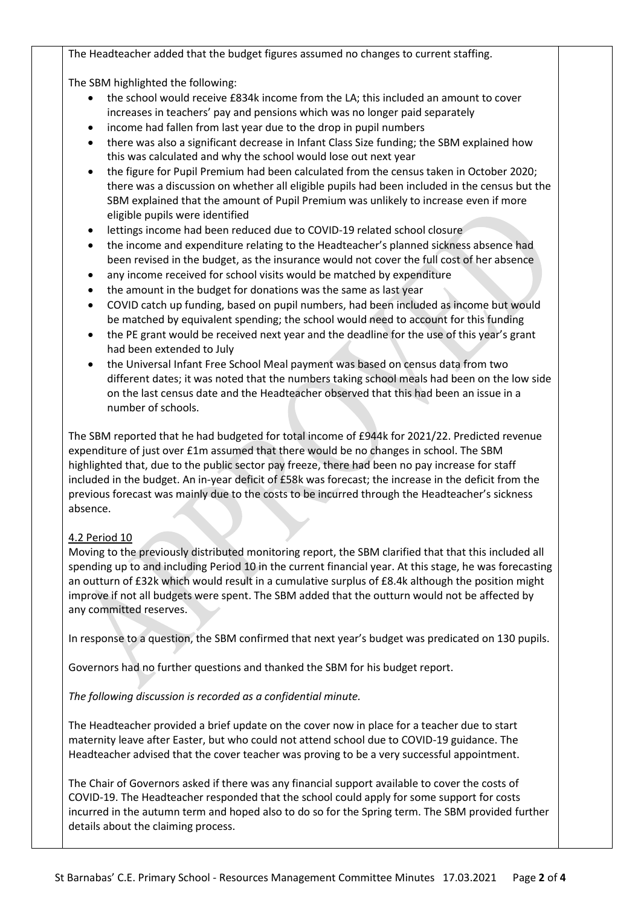The Headteacher added that the budget figures assumed no changes to current staffing.

The SBM highlighted the following:

- the school would receive £834k income from the LA; this included an amount to cover increases in teachers' pay and pensions which was no longer paid separately
- income had fallen from last year due to the drop in pupil numbers
- there was also a significant decrease in Infant Class Size funding; the SBM explained how this was calculated and why the school would lose out next year
- the figure for Pupil Premium had been calculated from the census taken in October 2020; there was a discussion on whether all eligible pupils had been included in the census but the SBM explained that the amount of Pupil Premium was unlikely to increase even if more eligible pupils were identified
- lettings income had been reduced due to COVID-19 related school closure
- the income and expenditure relating to the Headteacher's planned sickness absence had been revised in the budget, as the insurance would not cover the full cost of her absence
- any income received for school visits would be matched by expenditure
- the amount in the budget for donations was the same as last year
- COVID catch up funding, based on pupil numbers, had been included as income but would be matched by equivalent spending; the school would need to account for this funding
- the PE grant would be received next year and the deadline for the use of this year's grant had been extended to July
- the Universal Infant Free School Meal payment was based on census data from two different dates; it was noted that the numbers taking school meals had been on the low side on the last census date and the Headteacher observed that this had been an issue in a number of schools.

The SBM reported that he had budgeted for total income of £944k for 2021/22. Predicted revenue expenditure of just over £1m assumed that there would be no changes in school. The SBM highlighted that, due to the public sector pay freeze, there had been no pay increase for staff included in the budget. An in-year deficit of £58k was forecast; the increase in the deficit from the previous forecast was mainly due to the costs to be incurred through the Headteacher's sickness absence.

4.2 Period 10

Moving to the previously distributed monitoring report, the SBM clarified that that this included all spending up to and including Period 10 in the current financial year. At this stage, he was forecasting an outturn of £32k which would result in a cumulative surplus of £8.4k although the position might improve if not all budgets were spent. The SBM added that the outturn would not be affected by any committed reserves.

In response to a question, the SBM confirmed that next year's budget was predicated on 130 pupils.

Governors had no further questions and thanked the SBM for his budget report.

*The following discussion is recorded as a confidential minute.*

The Headteacher provided a brief update on the cover now in place for a teacher due to start maternity leave after Easter, but who could not attend school due to COVID-19 guidance. The Headteacher advised that the cover teacher was proving to be a very successful appointment.

The Chair of Governors asked if there was any financial support available to cover the costs of COVID-19. The Headteacher responded that the school could apply for some support for costs incurred in the autumn term and hoped also to do so for the Spring term. The SBM provided further details about the claiming process.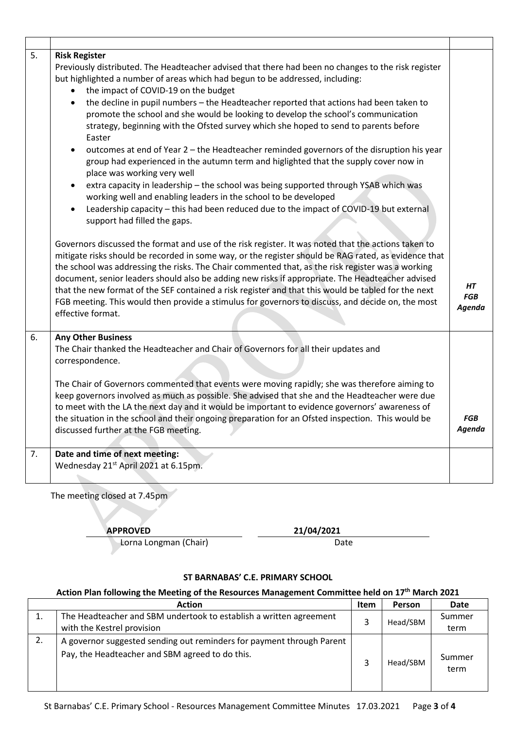| | | |
|---|---|---|
| | | |
| 5. | **Risk Register**<br>Previously distributed. The Headteacher advised that there had been no changes to the risk register but highlighted a number of areas which had begun to be addressed, including:<br>• the impact of COVID-19 on the budget<br>• the decline in pupil numbers – the Headteacher reported that actions had been taken to promote the school and she would be looking to develop the school's communication strategy, beginning with the Ofsted survey which she hoped to send to parents before Easter<br>• outcomes at end of Year 2 – the Headteacher reminded governors of the disruption his year group had experienced in the autumn term and higlighted that the supply cover now in place was working very well<br>• extra capacity in leadership – the school was being supported through YSAB which was working well and enabling leaders in the school to be developed<br>• Leadership capacity – this had been reduced due to the impact of COVID-19 but external support had filled the gaps.<br><br>Governors discussed the format and use of the risk register. It was noted that the actions taken to mitigate risks should be recorded in some way, or the register should be RAG rated, as evidence that the school was addressing the risks. The Chair commented that, as the risk register was a working document, senior leaders should also be adding new risks if appropriate. The Headteacher advised that the new format of the SEF contained a risk register and that this would be tabled for the next FGB meeting. This would then provide a stimulus for governors to discuss, and decide on, the most effective format. | ***HT FGB Agenda*** |
| 6. | **Any Other Business**<br>The Chair thanked the Headteacher and Chair of Governors for all their updates and correspondence.<br><br>The Chair of Governors commented that events were moving rapidly; she was therefore aiming to keep governors involved as much as possible. She advised that she and the Headteacher were due to meet with the LA the next day and it would be important to evidence governors' awareness of the situation in the school and their ongoing preparation for an Ofsted inspection. This would be discussed further at the FGB meeting. | ***FGB Agenda*** |
| 7. | **Date and time of next meeting:**<br>Wednesday 21st April 2021 at 6.15pm. | |

The meeting closed at 7.45pm

**APPROVED** — Lorna Longman (Chair)

**21/04/2021** — Date

**ST BARNABAS' C.E. PRIMARY SCHOOL**

**Action Plan following the Meeting of the Resources Management Committee held on 17th March 2021**

| | Action | Item | Person | Date |
|---|---|---|---|---|
| 1. | The Headteacher and SBM undertook to establish a written agreement with the Kestrel provision | 3 | Head/SBM | Summer term |
| 2. | A governor suggested sending out reminders for payment through Parent Pay, the Headteacher and SBM agreed to do this. | 3 | Head/SBM | Summer term |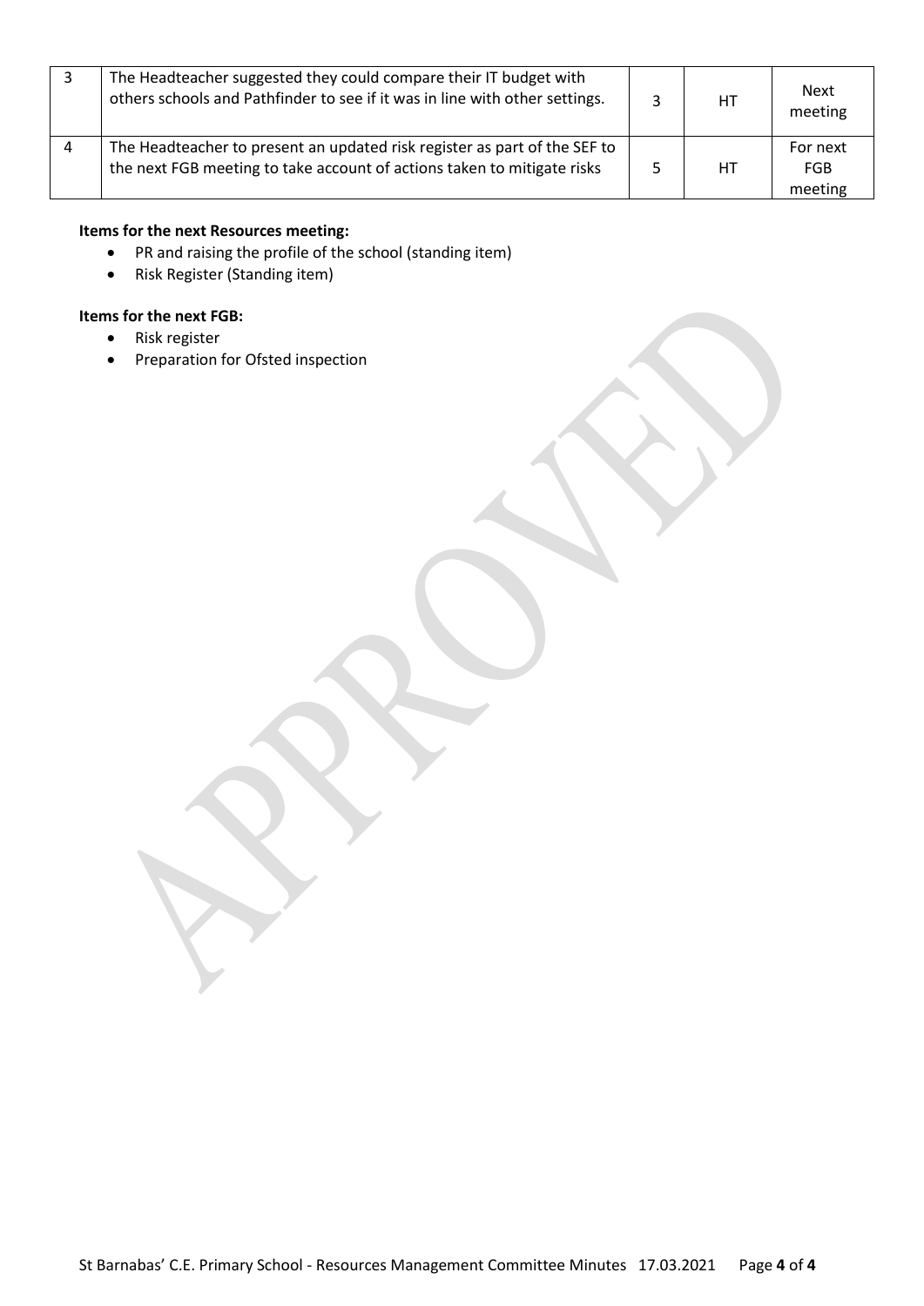| | | | | |
|---|---|---|---|---|
| 3 | The Headteacher suggested they could compare their IT budget with others schools and Pathfinder to see if it was in line with other settings. | 3 | HT | Next meeting |
| 4 | The Headteacher to present an updated risk register as part of the SEF to the next FGB meeting to take account of actions taken to mitigate risks | 5 | HT | For next FGB meeting |

**Items for the next Resources meeting:**

- PR and raising the profile of the school (standing item)
- Risk Register (Standing item)

**Items for the next FGB:**

- Risk register
- Preparation for Ofsted inspection